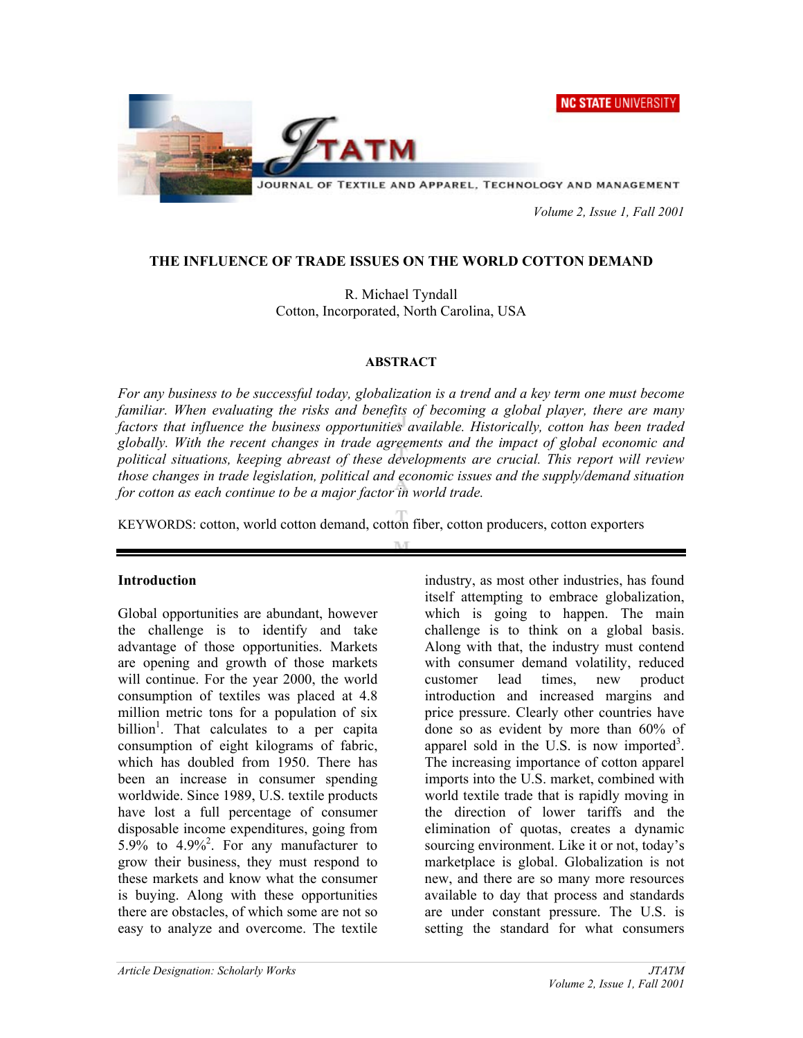# THE INFLUENCE OF TRADE ISSUES ON THE WORLD COTTON DEMAND

R. Michael Tyndall
Cotton, Incorporated, North Carolina, USA

## ABSTRACT

*For any business to be successful today, globalization is a trend and a key term one must become familiar. When evaluating the risks and benefits of becoming a global player, there are many factors that influence the business opportunities available. Historically, cotton has been traded globally. With the recent changes in trade agreements and the impact of global economic and political situations, keeping abreast of these developments are crucial. This report will review those changes in trade legislation, political and economic issues and the supply/demand situation for cotton as each continue to be a major factor in world trade.*

KEYWORDS: cotton, world cotton demand, cotton fiber, cotton producers, cotton exporters

## Introduction

Global opportunities are abundant, however the challenge is to identify and take advantage of those opportunities. Markets are opening and growth of those markets will continue. For the year 2000, the world consumption of textiles was placed at 4.8 million metric tons for a population of six billion[1]. That calculates to a per capita consumption of eight kilograms of fabric, which has doubled from 1950. There has been an increase in consumer spending worldwide. Since 1989, U.S. textile products have lost a full percentage of consumer disposable income expenditures, going from 5.9% to 4.9%[2]. For any manufacturer to grow their business, they must respond to these markets and know what the consumer is buying. Along with these opportunities there are obstacles, of which some are not so easy to analyze and overcome. The textile industry, as most other industries, has found itself attempting to embrace globalization, which is going to happen. The main challenge is to think on a global basis. Along with that, the industry must contend with consumer demand volatility, reduced customer lead times, new product introduction and increased margins and price pressure. Clearly other countries have done so as evident by more than 60% of apparel sold in the U.S. is now imported[3]. The increasing importance of cotton apparel imports into the U.S. market, combined with world textile trade that is rapidly moving in the direction of lower tariffs and the elimination of quotas, creates a dynamic sourcing environment. Like it or not, today's marketplace is global. Globalization is not new, and there are so many more resources available to day that process and standards are under constant pressure. The U.S. is setting the standard for what consumers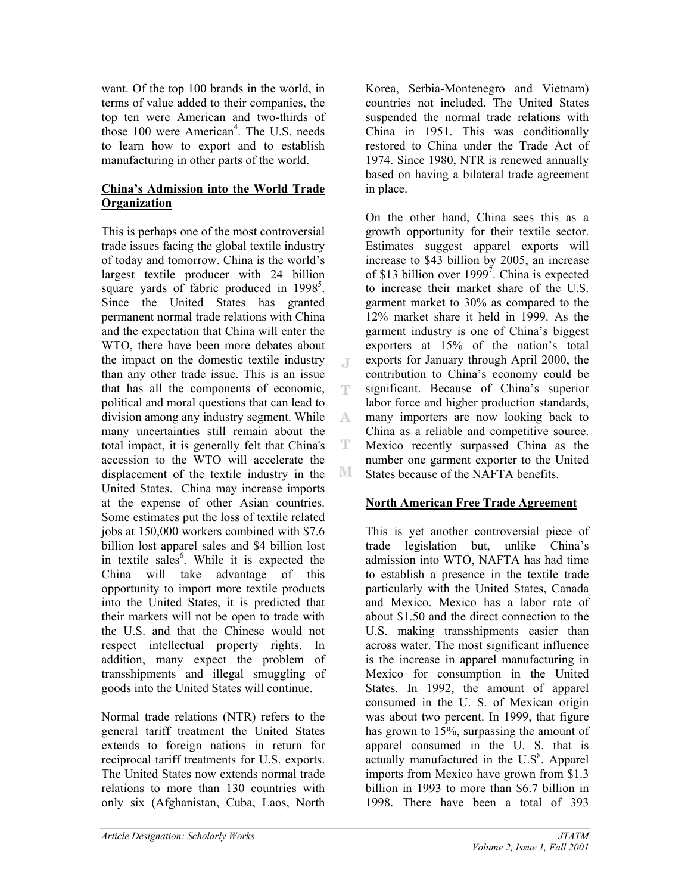want. Of the top 100 brands in the world, in terms of value added to their companies, the top ten were American and two-thirds of those 100 were American[4]. The U.S. needs to learn how to export and to establish manufacturing in other parts of the world.

**China's Admission into the World Trade Organization**

This is perhaps one of the most controversial trade issues facing the global textile industry of today and tomorrow. China is the world's largest textile producer with 24 billion square yards of fabric produced in 1998[5]. Since the United States has granted permanent normal trade relations with China and the expectation that China will enter the WTO, there have been more debates about the impact on the domestic textile industry than any other trade issue. This is an issue that has all the components of economic, political and moral questions that can lead to division among any industry segment. While many uncertainties still remain about the total impact, it is generally felt that China's accession to the WTO will accelerate the displacement of the textile industry in the United States. China may increase imports at the expense of other Asian countries. Some estimates put the loss of textile related jobs at 150,000 workers combined with $7.6 billion lost apparel sales and $4 billion lost in textile sales[6]. While it is expected the China will take advantage of this opportunity to import more textile products into the United States, it is predicted that their markets will not be open to trade with the U.S. and that the Chinese would not respect intellectual property rights. In addition, many expect the problem of transshipments and illegal smuggling of goods into the United States will continue.

Normal trade relations (NTR) refers to the general tariff treatment the United States extends to foreign nations in return for reciprocal tariff treatments for U.S. exports. The United States now extends normal trade relations to more than 130 countries with only six (Afghanistan, Cuba, Laos, North Korea, Serbia-Montenegro and Vietnam) countries not included. The United States suspended the normal trade relations with China in 1951. This was conditionally restored to China under the Trade Act of 1974. Since 1980, NTR is renewed annually based on having a bilateral trade agreement in place.

On the other hand, China sees this as a growth opportunity for their textile sector. Estimates suggest apparel exports will increase to $43 billion by 2005, an increase of $13 billion over 1999[7]. China is expected to increase their market share of the U.S. garment market to 30% as compared to the 12% market share it held in 1999. As the garment industry is one of China's biggest exporters at 15% of the nation's total exports for January through April 2000, the contribution to China's economy could be significant. Because of China's superior labor force and higher production standards, many importers are now looking back to China as a reliable and competitive source. Mexico recently surpassed China as the number one garment exporter to the United States because of the NAFTA benefits.

**North American Free Trade Agreement**

This is yet another controversial piece of trade legislation but, unlike China's admission into WTO, NAFTA has had time to establish a presence in the textile trade particularly with the United States, Canada and Mexico. Mexico has a labor rate of about $1.50 and the direct connection to the U.S. making transshipments easier than across water. The most significant influence is the increase in apparel manufacturing in Mexico for consumption in the United States. In 1992, the amount of apparel consumed in the U. S. of Mexican origin was about two percent. In 1999, that figure has grown to 15%, surpassing the amount of apparel consumed in the U. S. that is actually manufactured in the U.S[8]. Apparel imports from Mexico have grown from $1.3 billion in 1993 to more than $6.7 billion in 1998. There have been a total of 393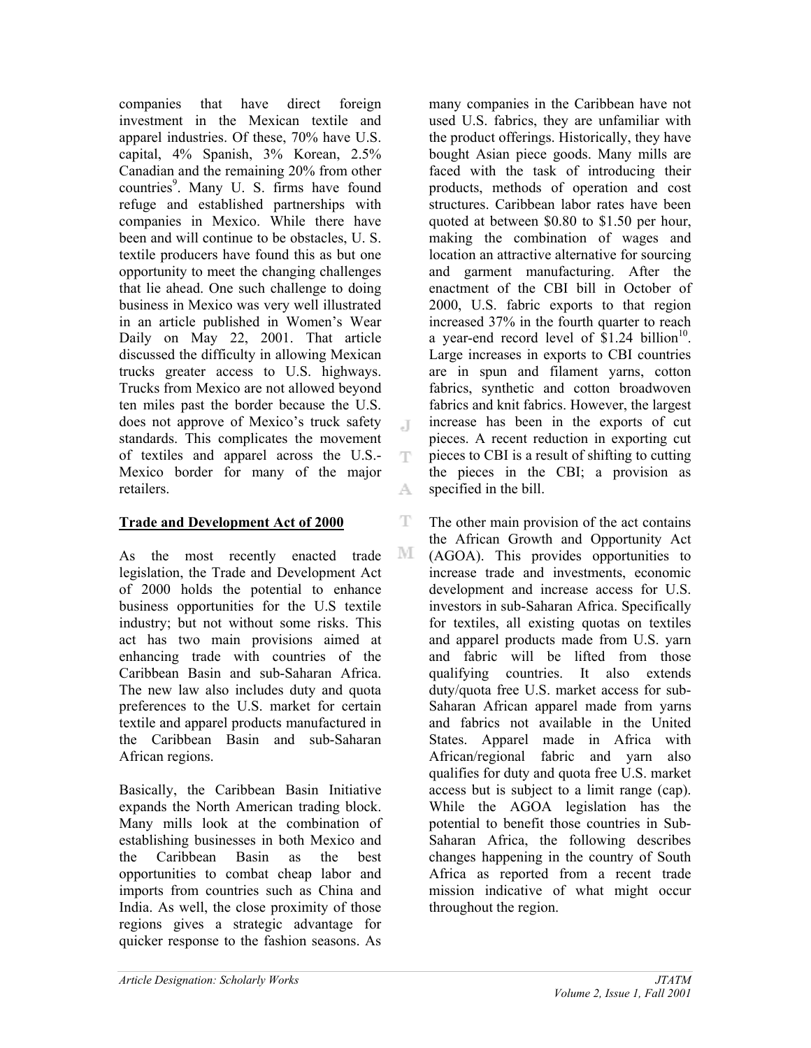companies that have direct foreign investment in the Mexican textile and apparel industries. Of these, 70% have U.S. capital, 4% Spanish, 3% Korean, 2.5% Canadian and the remaining 20% from other countries[9]. Many U. S. firms have found refuge and established partnerships with companies in Mexico. While there have been and will continue to be obstacles, U. S. textile producers have found this as but one opportunity to meet the changing challenges that lie ahead. One such challenge to doing business in Mexico was very well illustrated in an article published in Women's Wear Daily on May 22, 2001. That article discussed the difficulty in allowing Mexican trucks greater access to U.S. highways. Trucks from Mexico are not allowed beyond ten miles past the border because the U.S. does not approve of Mexico's truck safety standards. This complicates the movement of textiles and apparel across the U.S.-Mexico border for many of the major retailers.

## Trade and Development Act of 2000

As the most recently enacted trade legislation, the Trade and Development Act of 2000 holds the potential to enhance business opportunities for the U.S textile industry; but not without some risks. This act has two main provisions aimed at enhancing trade with countries of the Caribbean Basin and sub-Saharan Africa. The new law also includes duty and quota preferences to the U.S. market for certain textile and apparel products manufactured in the Caribbean Basin and sub-Saharan African regions.

Basically, the Caribbean Basin Initiative expands the North American trading block. Many mills look at the combination of establishing businesses in both Mexico and the Caribbean Basin as the best opportunities to combat cheap labor and imports from countries such as China and India. As well, the close proximity of those regions gives a strategic advantage for quicker response to the fashion seasons. As many companies in the Caribbean have not used U.S. fabrics, they are unfamiliar with the product offerings. Historically, they have bought Asian piece goods. Many mills are faced with the task of introducing their products, methods of operation and cost structures. Caribbean labor rates have been quoted at between $0.80 to $1.50 per hour, making the combination of wages and location an attractive alternative for sourcing and garment manufacturing. After the enactment of the CBI bill in October of 2000, U.S. fabric exports to that region increased 37% in the fourth quarter to reach a year-end record level of $1.24 billion[10]. Large increases in exports to CBI countries are in spun and filament yarns, cotton fabrics, synthetic and cotton broadwoven fabrics and knit fabrics. However, the largest increase has been in the exports of cut pieces. A recent reduction in exporting cut pieces to CBI is a result of shifting to cutting the pieces in the CBI; a provision as specified in the bill.

The other main provision of the act contains the African Growth and Opportunity Act (AGOA). This provides opportunities to increase trade and investments, economic development and increase access for U.S. investors in sub-Saharan Africa. Specifically for textiles, all existing quotas on textiles and apparel products made from U.S. yarn and fabric will be lifted from those qualifying countries. It also extends duty/quota free U.S. market access for sub-Saharan African apparel made from yarns and fabrics not available in the United States. Apparel made in Africa with African/regional fabric and yarn also qualifies for duty and quota free U.S. market access but is subject to a limit range (cap). While the AGOA legislation has the potential to benefit those countries in Sub-Saharan Africa, the following describes changes happening in the country of South Africa as reported from a recent trade mission indicative of what might occur throughout the region.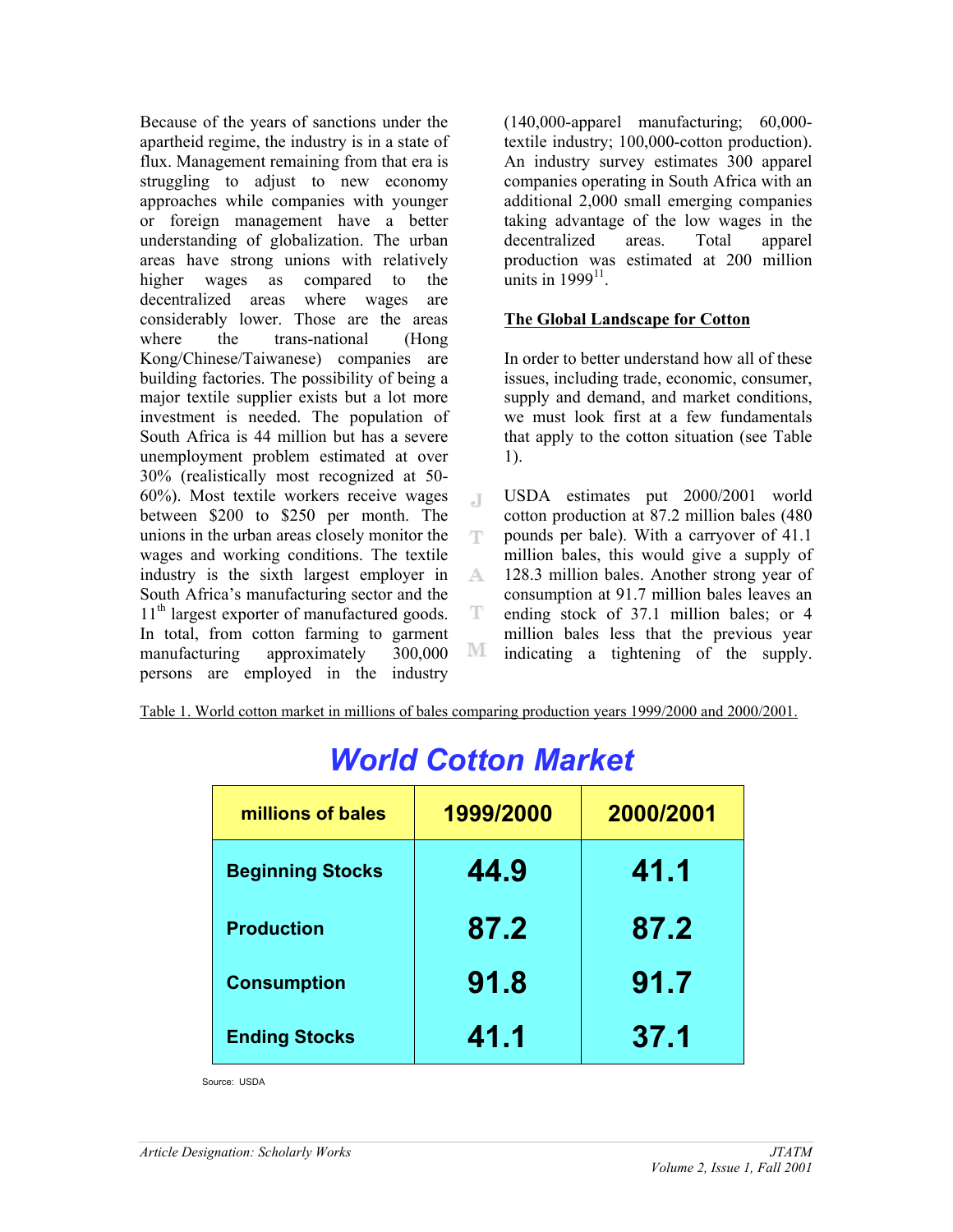Because of the years of sanctions under the apartheid regime, the industry is in a state of flux. Management remaining from that era is struggling to adjust to new economy approaches while companies with younger or foreign management have a better understanding of globalization. The urban areas have strong unions with relatively higher wages as compared to the decentralized areas where wages are considerably lower. Those are the areas where the trans-national (Hong Kong/Chinese/Taiwanese) companies are building factories. The possibility of being a major textile supplier exists but a lot more investment is needed. The population of South Africa is 44 million but has a severe unemployment problem estimated at over 30% (realistically most recognized at 50-60%). Most textile workers receive wages between $200 to $250 per month. The unions in the urban areas closely monitor the wages and working conditions. The textile industry is the sixth largest employer in South Africa's manufacturing sector and the 11th largest exporter of manufactured goods. In total, from cotton farming to garment manufacturing approximately 300,000 persons are employed in the industry (140,000-apparel manufacturing; 60,000-textile industry; 100,000-cotton production). An industry survey estimates 300 apparel companies operating in South Africa with an additional 2,000 small emerging companies taking advantage of the low wages in the decentralized areas. Total apparel production was estimated at 200 million units in 1999[11].

## The Global Landscape for Cotton

In order to better understand how all of these issues, including trade, economic, consumer, supply and demand, and market conditions, we must look first at a few fundamentals that apply to the cotton situation (see Table 1).

USDA estimates put 2000/2001 world cotton production at 87.2 million bales (480 pounds per bale). With a carryover of 41.1 million bales, this would give a supply of 128.3 million bales. Another strong year of consumption at 91.7 million bales leaves an ending stock of 37.1 million bales; or 4 million bales less that the previous year indicating a tightening of the supply.

Table 1. World cotton market in millions of bales comparing production years 1999/2000 and 2000/2001.

**World Cotton Market**

| millions of bales | 1999/2000 | 2000/2001 |
|---|---|---|
| Beginning Stocks | 44.9 | 41.1 |
| Production | 87.2 | 87.2 |
| Consumption | 91.8 | 91.7 |
| Ending Stocks | 41.1 | 37.1 |

Source: USDA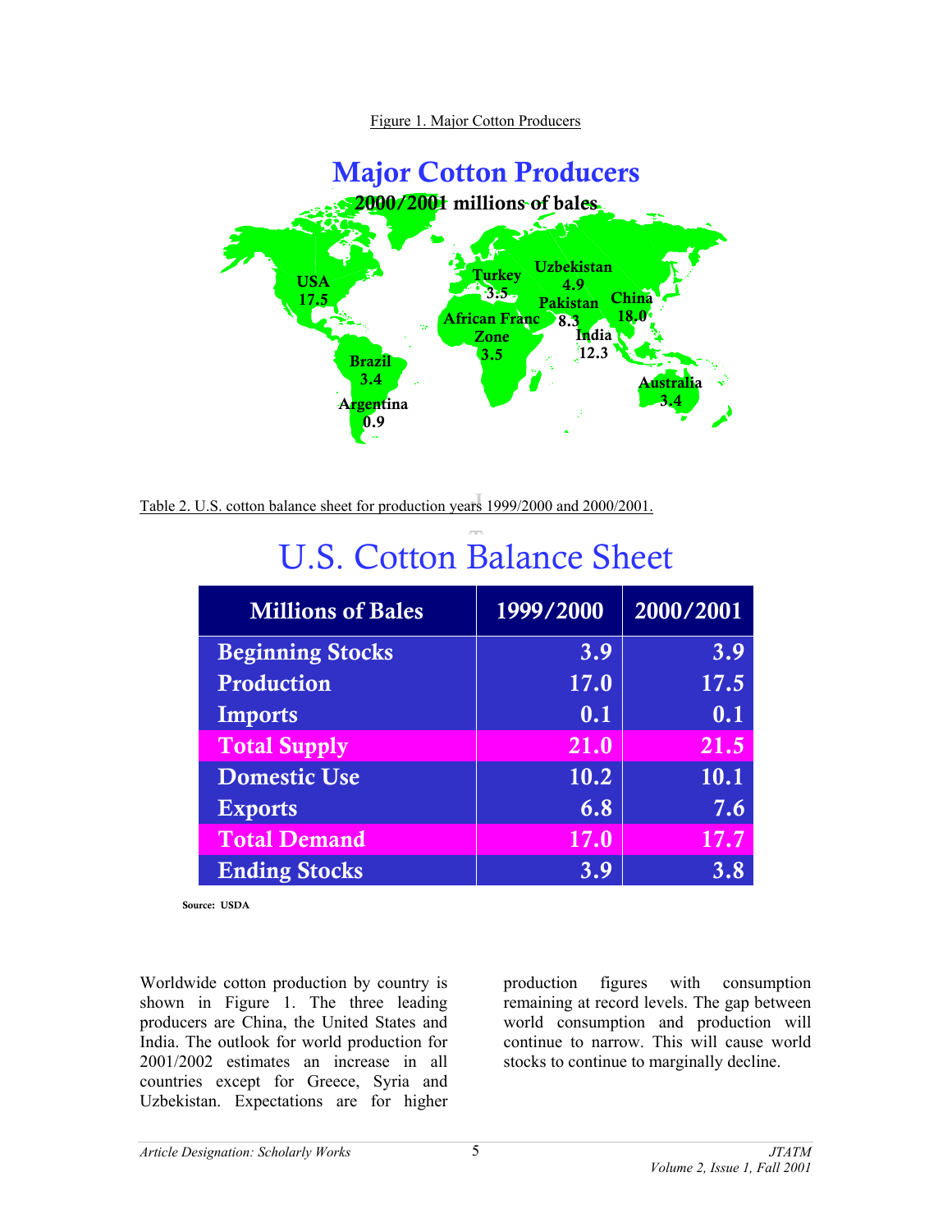Figure 1. Major Cotton Producers

**Major Cotton Producers**

**2000/2001 millions of bales**

USA 17.5, Brazil 3.4, Argentina 0.9, Turkey 3.5, African Franc Zone 3.5, Uzbekistan 4.9, Pakistan 8.3, India 12.3, China 18.0, Australia 3.4

Table 2. U.S. cotton balance sheet for production years 1999/2000 and 2000/2001.

# U.S. Cotton Balance Sheet

| Millions of Bales | 1999/2000 | 2000/2001 |
|---|---|---|
| Beginning Stocks | 3.9 | 3.9 |
| Production | 17.0 | 17.5 |
| Imports | 0.1 | 0.1 |
| Total Supply | 21.0 | 21.5 |
| Domestic Use | 10.2 | 10.1 |
| Exports | 6.8 | 7.6 |
| Total Demand | 17.0 | 17.7 |
| Ending Stocks | 3.9 | 3.8 |

Source: USDA

Worldwide cotton production by country is shown in Figure 1. The three leading producers are China, the United States and India. The outlook for world production for 2001/2002 estimates an increase in all countries except for Greece, Syria and Uzbekistan. Expectations are for higher production figures with consumption remaining at record levels. The gap between world consumption and production will continue to narrow. This will cause world stocks to continue to marginally decline.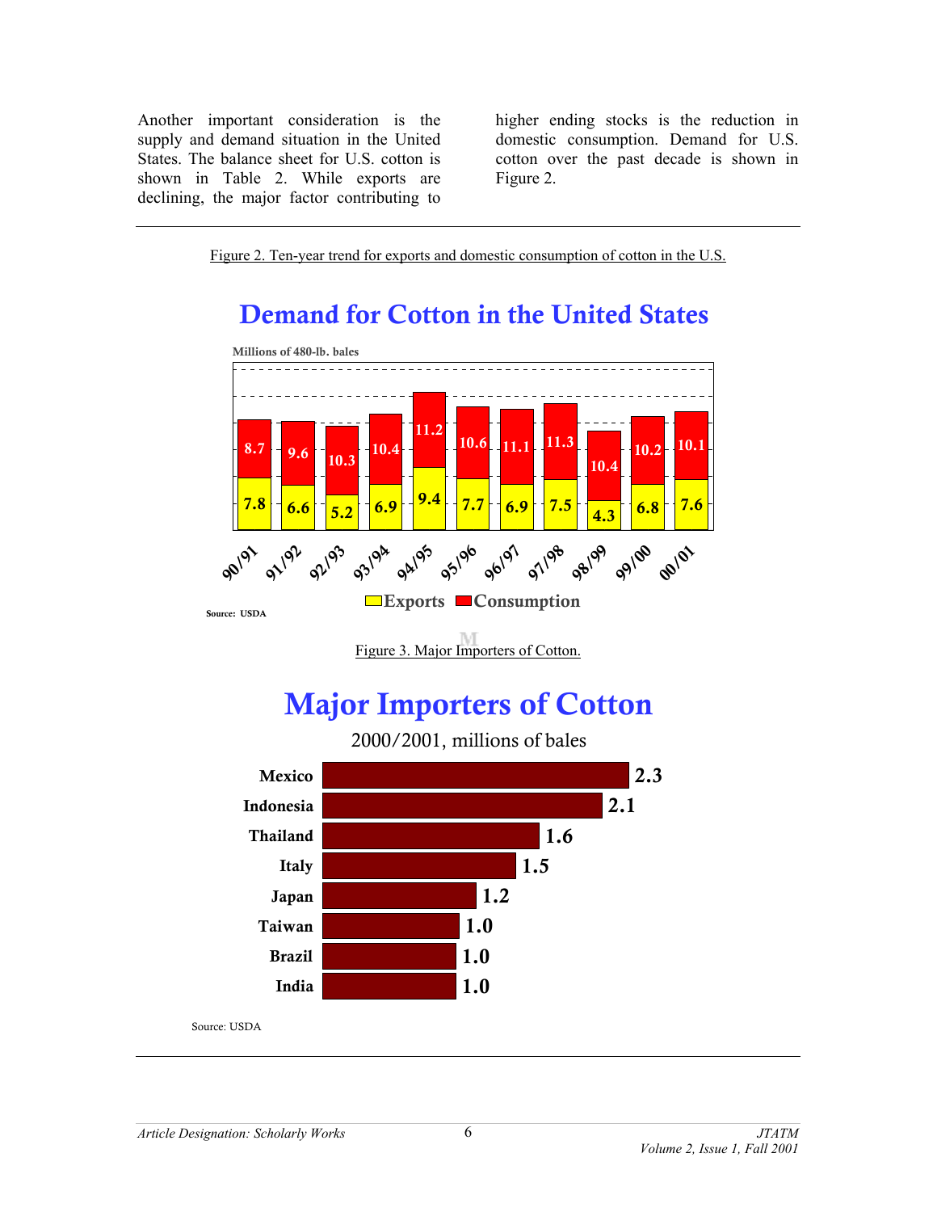Another important consideration is the supply and demand situation in the United States. The balance sheet for U.S. cotton is shown in Table 2. While exports are declining, the major factor contributing to higher ending stocks is the reduction in domestic consumption. Demand for U.S. cotton over the past decade is shown in Figure 2.

Figure 2. Ten-year trend for exports and domestic consumption of cotton in the U.S.

## Demand for Cotton in the United States

Millions of 480-lb. bales

| Year | Exports | Consumption |
|---|---|---|
| 90/91 | 7.8 | 8.7 |
| 91/92 | 6.6 | 9.6 |
| 92/93 | 5.2 | 10.3 |
| 93/94 | 6.9 | 10.4 |
| 94/95 | 9.4 | 11.2 |
| 95/96 | 7.7 | 10.6 |
| 96/97 | 6.9 | 11.1 |
| 97/98 | 7.5 | 11.3 |
| 98/99 | 4.3 | 10.4 |
| 99/00 | 6.8 | 10.2 |
| 00/01 | 7.6 | 10.1 |

Source: USDA

Figure 3. Major Importers of Cotton.

## Major Importers of Cotton

2000/2001, millions of bales

| Country | Imports |
|---|---|
| Mexico | 2.3 |
| Indonesia | 2.1 |
| Thailand | 1.6 |
| Italy | 1.5 |
| Japan | 1.2 |
| Taiwan | 1.0 |
| Brazil | 1.0 |
| India | 1.0 |

Source: USDA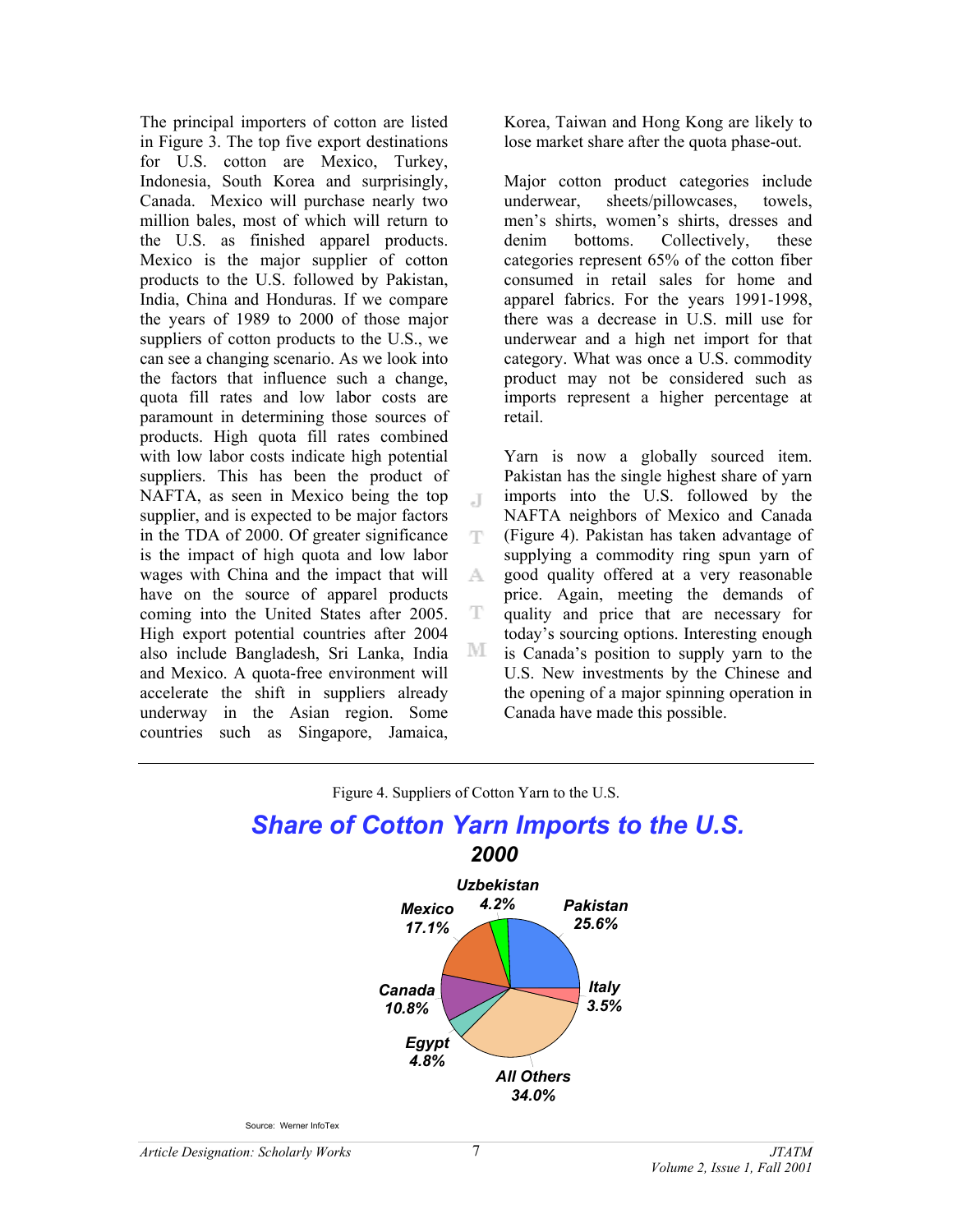The principal importers of cotton are listed in Figure 3. The top five export destinations for U.S. cotton are Mexico, Turkey, Indonesia, South Korea and surprisingly, Canada. Mexico will purchase nearly two million bales, most of which will return to the U.S. as finished apparel products. Mexico is the major supplier of cotton products to the U.S. followed by Pakistan, India, China and Honduras. If we compare the years of 1989 to 2000 of those major suppliers of cotton products to the U.S., we can see a changing scenario. As we look into the factors that influence such a change, quota fill rates and low labor costs are paramount in determining those sources of products. High quota fill rates combined with low labor costs indicate high potential suppliers. This has been the product of NAFTA, as seen in Mexico being the top supplier, and is expected to be major factors in the TDA of 2000. Of greater significance is the impact of high quota and low labor wages with China and the impact that will have on the source of apparel products coming into the United States after 2005. High export potential countries after 2004 also include Bangladesh, Sri Lanka, India and Mexico. A quota-free environment will accelerate the shift in suppliers already underway in the Asian region. Some countries such as Singapore, Jamaica, Korea, Taiwan and Hong Kong are likely to lose market share after the quota phase-out.

Major cotton product categories include underwear, sheets/pillowcases, towels, men's shirts, women's shirts, dresses and denim bottoms. Collectively, these categories represent 65% of the cotton fiber consumed in retail sales for home and apparel fabrics. For the years 1991-1998, there was a decrease in U.S. mill use for underwear and a high net import for that category. What was once a U.S. commodity product may not be considered such as imports represent a higher percentage at retail.

Yarn is now a globally sourced item. Pakistan has the single highest share of yarn imports into the U.S. followed by the NAFTA neighbors of Mexico and Canada (Figure 4). Pakistan has taken advantage of supplying a commodity ring spun yarn of good quality offered at a very reasonable price. Again, meeting the demands of quality and price that are necessary for today's sourcing options. Interesting enough is Canada's position to supply yarn to the U.S. New investments by the Chinese and the opening of a major spinning operation in Canada have made this possible.

Figure 4. Suppliers of Cotton Yarn to the U.S.

**Share of Cotton Yarn Imports to the U.S.**
**2000**

| Country | Share |
|---|---|
| Pakistan | 25.6% |
| Italy | 3.5% |
| All Others | 34.0% |
| Egypt | 4.8% |
| Canada | 10.8% |
| Mexico | 17.1% |
| Uzbekistan | 4.2% |

Source: Werner InfoTex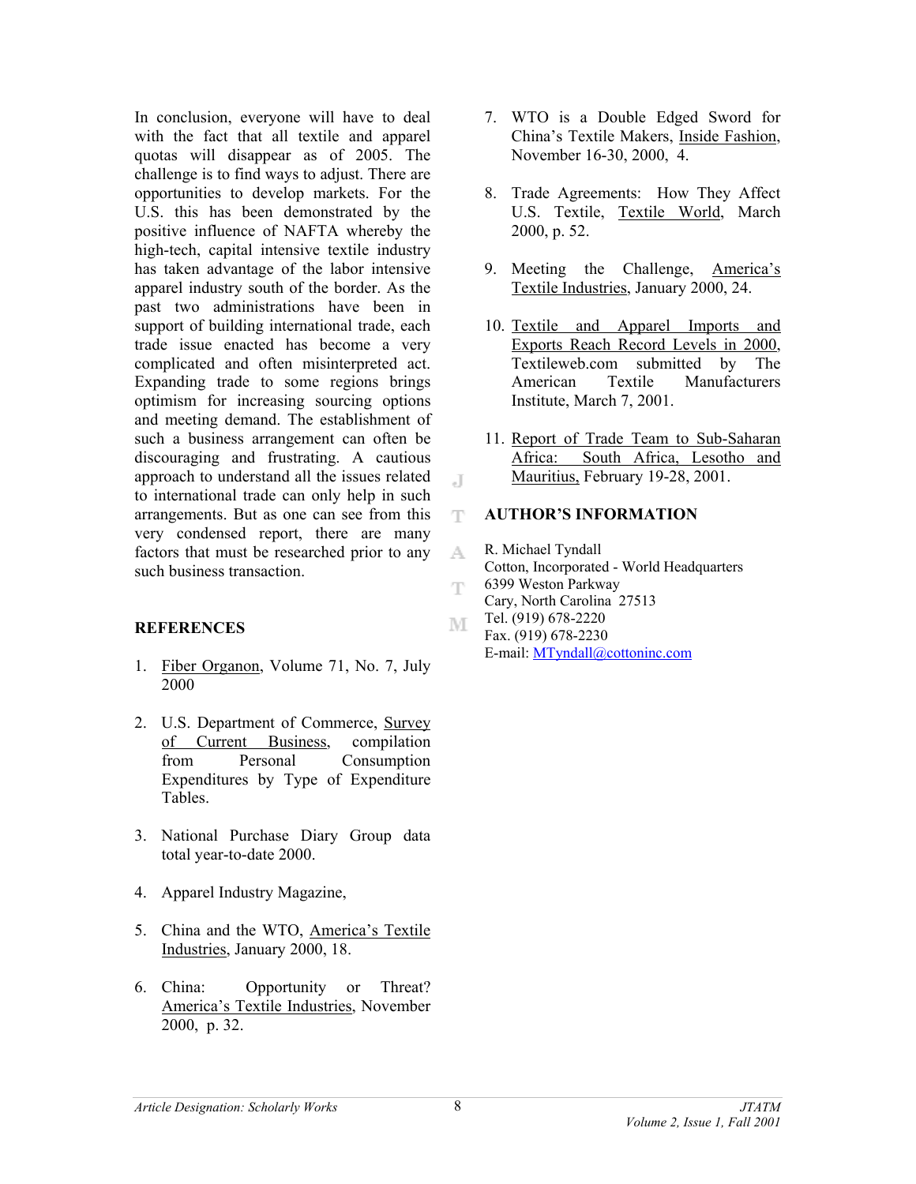In conclusion, everyone will have to deal with the fact that all textile and apparel quotas will disappear as of 2005. The challenge is to find ways to adjust. There are opportunities to develop markets. For the U.S. this has been demonstrated by the positive influence of NAFTA whereby the high-tech, capital intensive textile industry has taken advantage of the labor intensive apparel industry south of the border. As the past two administrations have been in support of building international trade, each trade issue enacted has become a very complicated and often misinterpreted act. Expanding trade to some regions brings optimism for increasing sourcing options and meeting demand. The establishment of such a business arrangement can often be discouraging and frustrating. A cautious approach to understand all the issues related to international trade can only help in such arrangements. But as one can see from this very condensed report, there are many factors that must be researched prior to any such business transaction.

## REFERENCES

1. Fiber Organon, Volume 71, No. 7, July 2000
2. U.S. Department of Commerce, Survey of Current Business, compilation from Personal Consumption Expenditures by Type of Expenditure Tables.
3. National Purchase Diary Group data total year-to-date 2000.
4. Apparel Industry Magazine,
5. China and the WTO, America's Textile Industries, January 2000, 18.
6. China: Opportunity or Threat? America's Textile Industries, November 2000, p. 32.
7. WTO is a Double Edged Sword for China's Textile Makers, Inside Fashion, November 16-30, 2000, 4.
8. Trade Agreements: How They Affect U.S. Textile, Textile World, March 2000, p. 52.
9. Meeting the Challenge, America's Textile Industries, January 2000, 24.
10. Textile and Apparel Imports and Exports Reach Record Levels in 2000, Textileweb.com submitted by The American Textile Manufacturers Institute, March 7, 2001.
11. Report of Trade Team to Sub-Saharan Africa: South Africa, Lesotho and Mauritius, February 19-28, 2001.

## AUTHOR'S INFORMATION

R. Michael Tyndall
Cotton, Incorporated - World Headquarters
6399 Weston Parkway
Cary, North Carolina 27513
Tel. (919) 678-2220
Fax. (919) 678-2230
E-mail: MTyndall@cottoninc.com